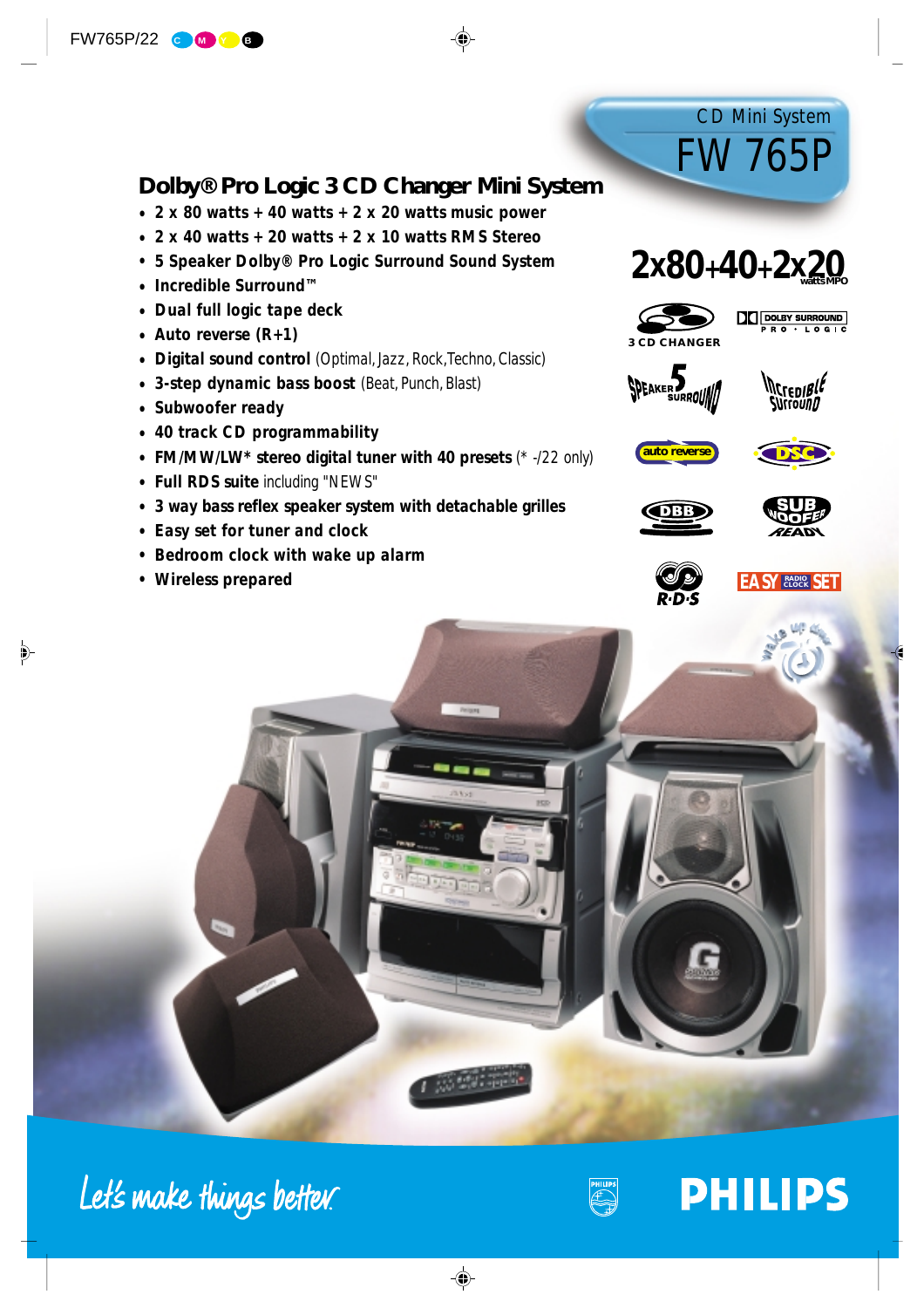CD Mini System

# FW 765P

## Dolby® Pro Logic 3 CD Changer Mini System

- 2 x 80 watts + 40 watts + 2 x 20 watts music power
- 2 x 40 watts + 20 watts + 2 x 10 watts RMS Stereo
- 5 Speaker Dolby® Pro Logic Surround Sound System
- Incredible Surround™
- Dual full logic tape deck
- Auto reverse (R+1)
- **Digital sound control** (Optimal, Jazz, Rock, Techno, Classic)
- **3-step dynamic bass boost** (Beat, Punch, Blast)
- Subwoofer ready
- 40 track CD programmability
- **FM/MW/LW* stereo digital tuner with 40 presets** (* -/22 only)
- **Full RDS suite** including "NEWS"
- 3 way bass reflex speaker system with detachable grilles
- Easy set for tuner and clock
- Bedroom clock with wake up alarm
- Wireless prepared

2x80+40+2x20 watts MPO

3 CD CHANGER

DOLBY SURROUND PRO LOGIC

SPEAKER 5 SURROUND

Incredible Surround

auto reverse

DSC

DBB

SUB WOOFER READY

R·D·S

EASY RADIO CLOCK SET

wake up disc

Let's make things better.

PHILIPS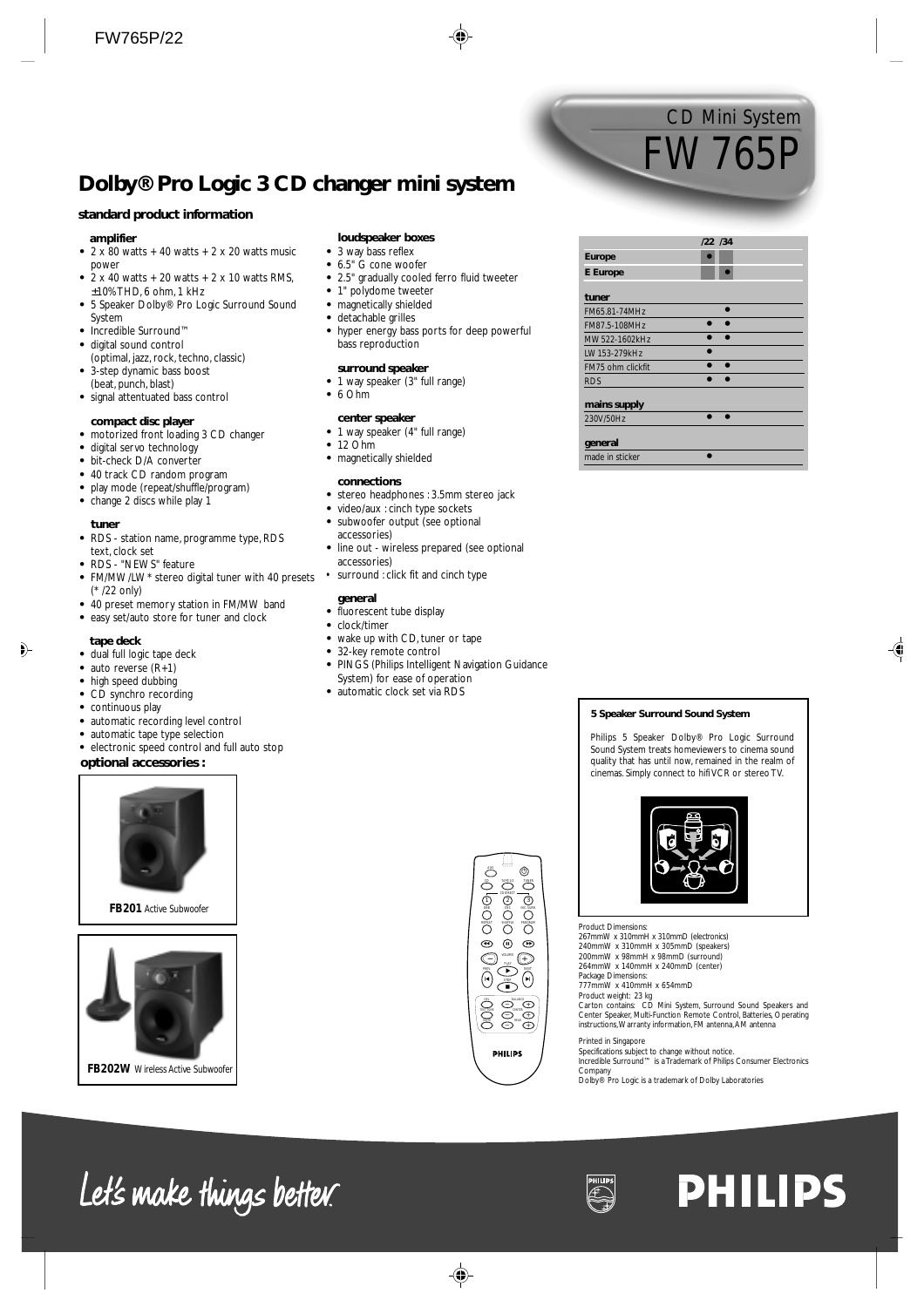# CD Mini System FW 765P

## Dolby® Pro Logic 3 CD changer mini system

### standard product information

**amplifier**
- 2 x 80 watts + 40 watts + 2 x 20 watts music power
- 2 x 40 watts + 20 watts + 2 x 10 watts RMS, ±10% THD, 6 ohm, 1 kHz
- 5 Speaker Dolby® Pro Logic Surround Sound System
- Incredible Surround™
- digital sound control (optimal, jazz, rock, techno, classic)
- 3-step dynamic bass boost (beat, punch, blast)
- signal attentuated bass control

**compact disc player**
- motorized front loading 3 CD changer
- digital servo technology
- bit-check D/A converter
- 40 track CD random program
- play mode (repeat/shuffle/program)
- change 2 discs while play 1

**tuner**
- RDS - station name, programme type, RDS text, clock set
- RDS - "NEWS" feature
- FM/MW/LW * stereo digital tuner with 40 presets (* /22 only)
- 40 preset memory station in FM/MW band
- easy set/auto store for tuner and clock

**tape deck**
- dual full logic tape deck
- auto reverse (R+1)
- high speed dubbing
- CD synchro recording
- continuous play
- automatic recording level control
- automatic tape type selection
- electronic speed control and full auto stop

**loudspeaker boxes**
- 3 way bass reflex
- 6.5" G cone woofer
- 2.5" gradually cooled ferro fluid tweeter
- 1" polydome tweeter
- magnetically shielded
- detachable grilles
- hyper energy bass ports for deep powerful bass reproduction

**surround speaker**
- 1 way speaker (3" full range)
- 6 Ohm

**center speaker**
- 1 way speaker (4" full range)
- 12 Ohm
- magnetically shielded

**connections**
- stereo headphones : 3.5mm stereo jack
- video/aux : cinch type sockets
- subwoofer output (see optional accessories)
- line out - wireless prepared (see optional accessories)
- surround : click fit and cinch type

**general**
- fluorescent tube display
- clock/timer
- wake up with CD, tuner or tape
- 32-key remote control
- PINGS (Philips Intelligent Navigation Guidance System) for ease of operation
- automatic clock set via RDS

| | /22 | /34 |
|---|---|---|
| **Europe** | ● | |
| **E Europe** | | ● |
| **tuner** | | |
| FM65.81-74MHz | | ● |
| FM87.5-108MHz | ● | ● |
| MW 522-1602kHz | ● | ● |
| LW 153-279kHz | ● | |
| FM75 ohm clickfit | ● | ● |
| RDS | ● | ● |
| **mains supply** | | |
| 230V/50Hz | ● | ● |
| **general** | | |
| made in sticker | ● | |

### optional accessories :

**FB201** Active Subwoofer

**FB202W** Wireless Active Subwoofer

**5 Speaker Surround Sound System**

Philips 5 Speaker Dolby® Pro Logic Surround Sound System treats homeviewers to cinema sound quality that has until now, remained in the realm of cinemas. Simply connect to hifi VCR or stereo TV.

Product Dimensions:
267mmW x 310mmH x 310mmD (electronics)
240mmW x 310mmH x 305mmD (speakers)
200mmW x 98mmH x 98mmD (surround)
264mmW x 140mmH x 240mmD (center)
Package Dimensions:
777mmW x 410mmH x 654mmD
Product weight: 23 kg
Carton contains: CD Mini System, Surround Sound Speakers and Center Speaker, Multi-Function Remote Control, Batteries, Operating instructions, Warranty information, FM antenna, AM antenna

Printed in Singapore
Specifications subject to change without notice.
Incredible Surround™ is a Trademark of Philips Consumer Electronics Company
Dolby® Pro Logic is a trademark of Dolby Laboratories

Let's make things better.

PHILIPS